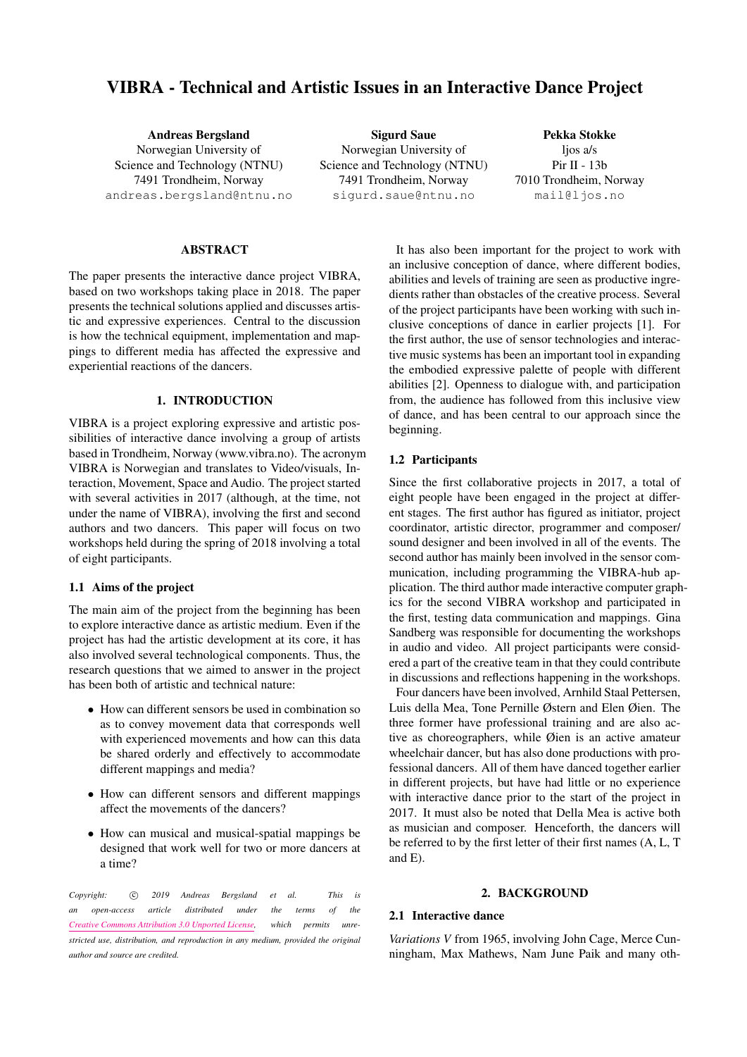# VIBRA - Technical and Artistic Issues in an Interactive Dance Project

**Andreas Bergsland**
Norwegian University of Science and Technology (NTNU)
7491 Trondheim, Norway
andreas.bergsland@ntnu.no

**Sigurd Saue**
Norwegian University of Science and Technology (NTNU)
7491 Trondheim, Norway
sigurd.saue@ntnu.no

**Pekka Stokke**
ljos a/s
Pir II - 13b
7010 Trondheim, Norway
mail@ljos.no

## ABSTRACT

The paper presents the interactive dance project VIBRA, based on two workshops taking place in 2018. The paper presents the technical solutions applied and discusses artistic and expressive experiences. Central to the discussion is how the technical equipment, implementation and mappings to different media has affected the expressive and experiential reactions of the dancers.

## 1. INTRODUCTION

VIBRA is a project exploring expressive and artistic possibilities of interactive dance involving a group of artists based in Trondheim, Norway (www.vibra.no). The acronym VIBRA is Norwegian and translates to Video/visuals, Interaction, Movement, Space and Audio. The project started with several activities in 2017 (although, at the time, not under the name of VIBRA), involving the first and second authors and two dancers. This paper will focus on two workshops held during the spring of 2018 involving a total of eight participants.

### 1.1 Aims of the project

The main aim of the project from the beginning has been to explore interactive dance as artistic medium. Even if the project has had the artistic development at its core, it has also involved several technological components. Thus, the research questions that we aimed to answer in the project has been both of artistic and technical nature:

- How can different sensors be used in combination so as to convey movement data that corresponds well with experienced movements and how can this data be shared orderly and effectively to accommodate different mappings and media?
- How can different sensors and different mappings affect the movements of the dancers?
- How can musical and musical-spatial mappings be designed that work well for two or more dancers at a time?

*Copyright: © 2019 Andreas Bergsland et al. This is an open-access article distributed under the terms of the Creative Commons Attribution 3.0 Unported License, which permits unrestricted use, distribution, and reproduction in any medium, provided the original author and source are credited.*

It has also been important for the project to work with an inclusive conception of dance, where different bodies, abilities and levels of training are seen as productive ingredients rather than obstacles of the creative process. Several of the project participants have been working with such inclusive conceptions of dance in earlier projects [1]. For the first author, the use of sensor technologies and interactive music systems has been an important tool in expanding the embodied expressive palette of people with different abilities [2]. Openness to dialogue with, and participation from, the audience has followed from this inclusive view of dance, and has been central to our approach since the beginning.

### 1.2 Participants

Since the first collaborative projects in 2017, a total of eight people have been engaged in the project at different stages. The first author has figured as initiator, project coordinator, artistic director, programmer and composer/ sound designer and been involved in all of the events. The second author has mainly been involved in the sensor communication, including programming the VIBRA-hub application. The third author made interactive computer graphics for the second VIBRA workshop and participated in the first, testing data communication and mappings. Gina Sandberg was responsible for documenting the workshops in audio and video. All project participants were considered a part of the creative team in that they could contribute in discussions and reflections happening in the workshops.

Four dancers have been involved, Arnhild Staal Pettersen, Luis della Mea, Tone Pernille Østern and Elen Øien. The three former have professional training and are also active as choreographers, while Øien is an active amateur wheelchair dancer, but has also done productions with professional dancers. All of them have danced together earlier in different projects, but have had little or no experience with interactive dance prior to the start of the project in 2017. It must also be noted that Della Mea is active both as musician and composer. Henceforth, the dancers will be referred to by the first letter of their first names (A, L, T and E).

## 2. BACKGROUND

### 2.1 Interactive dance

*Variations V* from 1965, involving John Cage, Merce Cunningham, Max Mathews, Nam June Paik and many oth-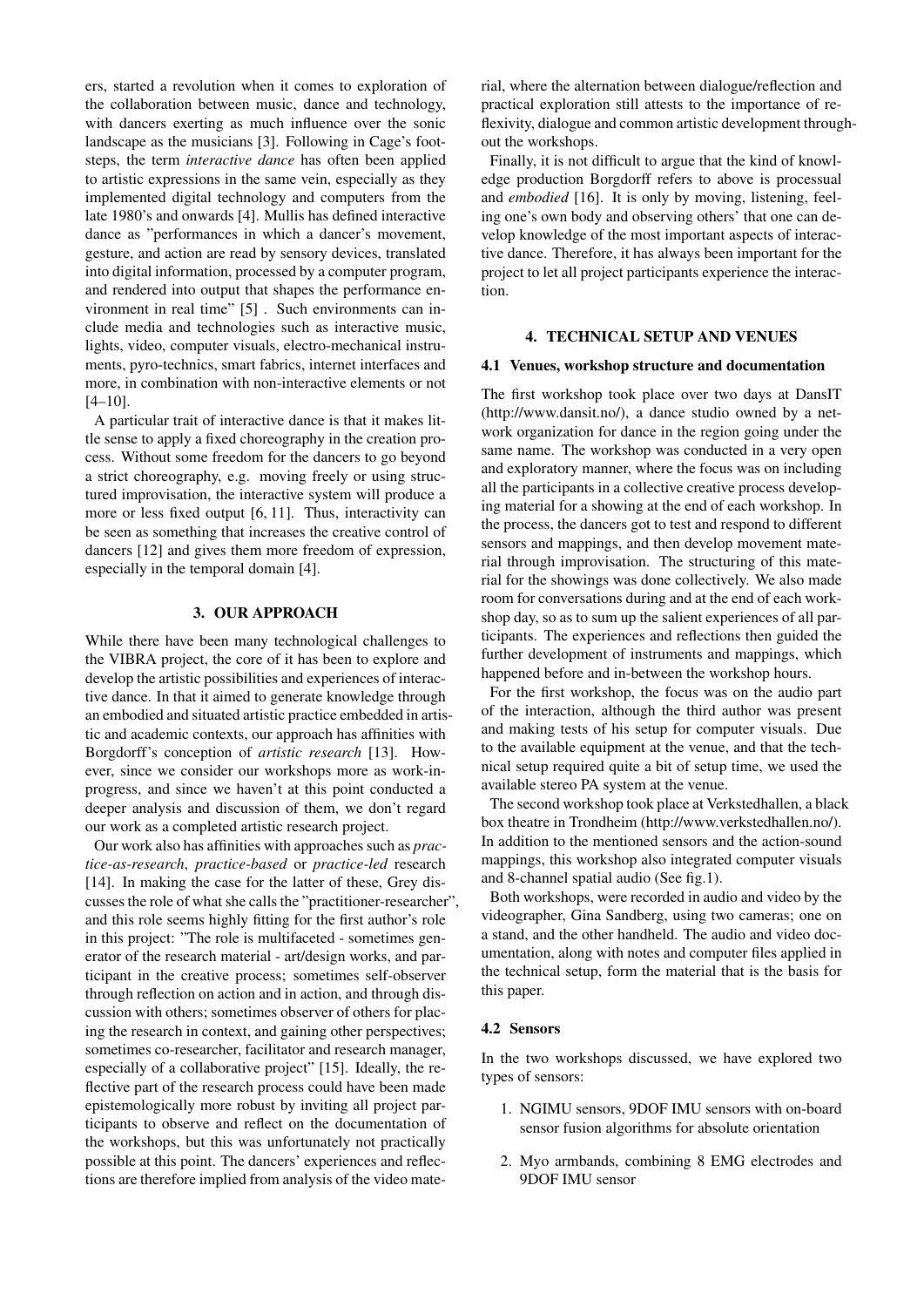ers, started a revolution when it comes to exploration of the collaboration between music, dance and technology, with dancers exerting as much influence over the sonic landscape as the musicians [3]. Following in Cage's footsteps, the term *interactive dance* has often been applied to artistic expressions in the same vein, especially as they implemented digital technology and computers from the late 1980's and onwards [4]. Mullis has defined interactive dance as "performances in which a dancer's movement, gesture, and action are read by sensory devices, translated into digital information, processed by a computer program, and rendered into output that shapes the performance environment in real time" [5] . Such environments can include media and technologies such as interactive music, lights, video, computer visuals, electro-mechanical instruments, pyro-technics, smart fabrics, internet interfaces and more, in combination with non-interactive elements or not [4–10].

A particular trait of interactive dance is that it makes little sense to apply a fixed choreography in the creation process. Without some freedom for the dancers to go beyond a strict choreography, e.g. moving freely or using structured improvisation, the interactive system will produce a more or less fixed output [6, 11]. Thus, interactivity can be seen as something that increases the creative control of dancers [12] and gives them more freedom of expression, especially in the temporal domain [4].

## 3. OUR APPROACH

While there have been many technological challenges to the VIBRA project, the core of it has been to explore and develop the artistic possibilities and experiences of interactive dance. In that it aimed to generate knowledge through an embodied and situated artistic practice embedded in artistic and academic contexts, our approach has affinities with Borgdorff's conception of *artistic research* [13]. However, since we consider our workshops more as work-in-progress, and since we haven't at this point conducted a deeper analysis and discussion of them, we don't regard our work as a completed artistic research project.

Our work also has affinities with approaches such as *practice-as-research*, *practice-based* or *practice-led* research [14]. In making the case for the latter of these, Grey discusses the role of what she calls the "practitioner-researcher", and this role seems highly fitting for the first author's role in this project: "The role is multifaceted - sometimes generator of the research material - art/design works, and participant in the creative process; sometimes self-observer through reflection on action and in action, and through discussion with others; sometimes observer of others for placing the research in context, and gaining other perspectives; sometimes co-researcher, facilitator and research manager, especially of a collaborative project" [15]. Ideally, the reflective part of the research process could have been made epistemologically more robust by inviting all project participants to observe and reflect on the documentation of the workshops, but this was unfortunately not practically possible at this point. The dancers' experiences and reflections are therefore implied from analysis of the video material, where the alternation between dialogue/reflection and practical exploration still attests to the importance of reflexivity, dialogue and common artistic development throughout the workshops.

Finally, it is not difficult to argue that the kind of knowledge production Borgdorff refers to above is processual and *embodied* [16]. It is only by moving, listening, feeling one's own body and observing others' that one can develop knowledge of the most important aspects of interactive dance. Therefore, it has always been important for the project to let all project participants experience the interaction.

## 4. TECHNICAL SETUP AND VENUES

### 4.1 Venues, workshop structure and documentation

The first workshop took place over two days at DansIT (http://www.dansit.no/), a dance studio owned by a network organization for dance in the region going under the same name. The workshop was conducted in a very open and exploratory manner, where the focus was on including all the participants in a collective creative process developing material for a showing at the end of each workshop. In the process, the dancers got to test and respond to different sensors and mappings, and then develop movement material through improvisation. The structuring of this material for the showings was done collectively. We also made room for conversations during and at the end of each workshop day, so as to sum up the salient experiences of all participants. The experiences and reflections then guided the further development of instruments and mappings, which happened before and in-between the workshop hours.

For the first workshop, the focus was on the audio part of the interaction, although the third author was present and making tests of his setup for computer visuals. Due to the available equipment at the venue, and that the technical setup required quite a bit of setup time, we used the available stereo PA system at the venue.

The second workshop took place at Verkstedhallen, a black box theatre in Trondheim (http://www.verkstedhallen.no/). In addition to the mentioned sensors and the action-sound mappings, this workshop also integrated computer visuals and 8-channel spatial audio (See fig.1).

Both workshops, were recorded in audio and video by the videographer, Gina Sandberg, using two cameras; one on a stand, and the other handheld. The audio and video documentation, along with notes and computer files applied in the technical setup, form the material that is the basis for this paper.

### 4.2 Sensors

In the two workshops discussed, we have explored two types of sensors:

1. NGIMU sensors, 9DOF IMU sensors with on-board sensor fusion algorithms for absolute orientation
2. Myo armbands, combining 8 EMG electrodes and 9DOF IMU sensor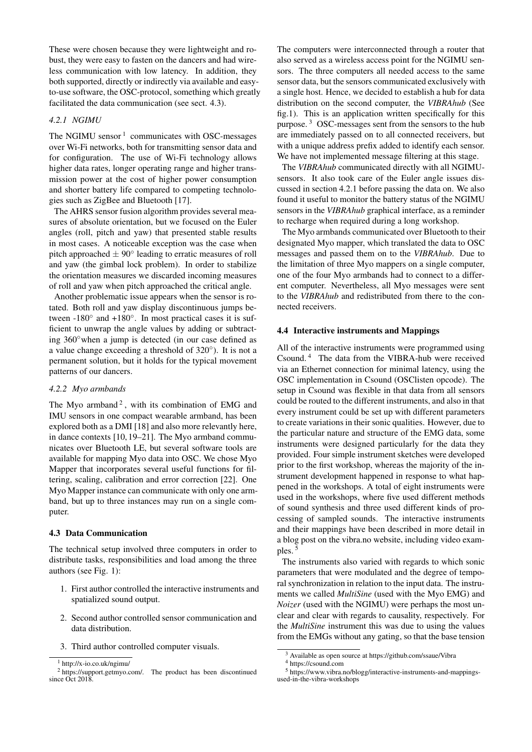These were chosen because they were lightweight and robust, they were easy to fasten on the dancers and had wireless communication with low latency. In addition, they both supported, directly or indirectly via available and easy-to-use software, the OSC-protocol, something which greatly facilitated the data communication (see sect. 4.3).

#### 4.2.1 NGIMU

The NGIMU sensor [1] communicates with OSC-messages over Wi-Fi networks, both for transmitting sensor data and for configuration. The use of Wi-Fi technology allows higher data rates, longer operating range and higher transmission power at the cost of higher power consumption and shorter battery life compared to competing technologies such as ZigBee and Bluetooth [17].

The AHRS sensor fusion algorithm provides several measures of absolute orientation, but we focused on the Euler angles (roll, pitch and yaw) that presented stable results in most cases. A noticeable exception was the case when pitch approached $\pm 90°$ leading to erratic measures of roll and yaw (the gimbal lock problem). In order to stabilize the orientation measures we discarded incoming measures of roll and yaw when pitch approached the critical angle.

Another problematic issue appears when the sensor is rotated. Both roll and yaw display discontinuous jumps between -180° and +180°. In most practical cases it is sufficient to unwrap the angle values by adding or subtracting 360° when a jump is detected (in our case defined as a value change exceeding a threshold of 320°). It is not a permanent solution, but it holds for the typical movement patterns of our dancers.

#### 4.2.2 Myo armbands

The Myo armband [2], with its combination of EMG and IMU sensors in one compact wearable armband, has been explored both as a DMI [18] and also more relevantly here, in dance contexts [10, 19–21]. The Myo armband communicates over Bluetooth LE, but several software tools are available for mapping Myo data into OSC. We chose Myo Mapper that incorporates several useful functions for filtering, scaling, calibration and error correction [22]. One Myo Mapper instance can communicate with only one armband, but up to three instances may run on a single computer.

### 4.3 Data Communication

The technical setup involved three computers in order to distribute tasks, responsibilities and load among the three authors (see Fig. 1):

1. First author controlled the interactive instruments and spatialized sound output.
2. Second author controlled sensor communication and data distribution.
3. Third author controlled computer visuals.

The computers were interconnected through a router that also served as a wireless access point for the NGIMU sensors. The three computers all needed access to the same sensor data, but the sensors communicated exclusively with a single host. Hence, we decided to establish a hub for data distribution on the second computer, the *VIBRAhub* (See fig.1). This is an application written specifically for this purpose. [3] OSC-messages sent from the sensors to the hub are immediately passed on to all connected receivers, but with a unique address prefix added to identify each sensor. We have not implemented message filtering at this stage.

The *VIBRAhub* communicated directly with all NGIMU-sensors. It also took care of the Euler angle issues discussed in section 4.2.1 before passing the data on. We also found it useful to monitor the battery status of the NGIMU sensors in the *VIBRAhub* graphical interface, as a reminder to recharge when required during a long workshop.

The Myo armbands communicated over Bluetooth to their designated Myo mapper, which translated the data to OSC messages and passed them on to the *VIBRAhub*. Due to the limitation of three Myo mappers on a single computer, one of the four Myo armbands had to connect to a different computer. Nevertheless, all Myo messages were sent to the *VIBRAhub* and redistributed from there to the connected receivers.

### 4.4 Interactive instruments and Mappings

All of the interactive instruments were programmed using Csound. [4] The data from the VIBRA-hub were received via an Ethernet connection for minimal latency, using the OSC implementation in Csound (OSClisten opcode). The setup in Csound was flexible in that data from all sensors could be routed to the different instruments, and also in that every instrument could be set up with different parameters to create variations in their sonic qualities. However, due to the particular nature and structure of the EMG data, some instruments were designed particularly for the data they provided. Four simple instrument sketches were developed prior to the first workshop, whereas the majority of the instrument development happened in response to what happened in the workshops. A total of eight instruments were used in the workshops, where five used different methods of sound synthesis and three used different kinds of processing of sampled sounds. The interactive instruments and their mappings have been described in more detail in a blog post on the vibra.no website, including video examples. [5]

The instruments also varied with regards to which sonic parameters that were modulated and the degree of temporal synchronization in relation to the input data. The instruments we called *MultiSine* (used with the Myo EMG) and *Noizer* (used with the NGIMU) were perhaps the most unclear and clear with regards to causality, respectively. For the *MultiSine* instrument this was due to using the values from the EMGs without any gating, so that the base tension

[1] http://x-io.co.uk/ngimu/

[2] https://support.getmyo.com/. The product has been discontinued since Oct 2018.

[3] Available as open source at https://github.com/ssaue/Vibra

[4] https://csound.com

[5] https://www.vibra.no/blogg/interactive-instruments-and-mappings-used-in-the-vibra-workshops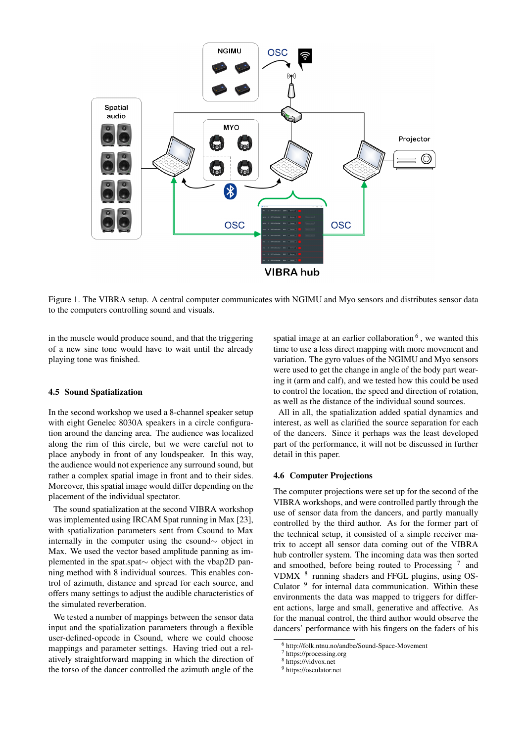Figure 1. The VIBRA setup. A central computer communicates with NGIMU and Myo sensors and distributes sensor data to the computers controlling sound and visuals.

in the muscle would produce sound, and that the triggering of a new sine tone would have to wait until the already playing tone was finished.

### 4.5 Sound Spatialization

In the second workshop we used a 8-channel speaker setup with eight Genelec 8030A speakers in a circle configuration around the dancing area. The audience was localized along the rim of this circle, but we were careful not to place anybody in front of any loudspeaker. In this way, the audience would not experience any surround sound, but rather a complex spatial image in front and to their sides. Moreover, this spatial image would differ depending on the placement of the individual spectator.

The sound spatialization at the second VIBRA workshop was implemented using IRCAM Spat running in Max [23], with spatialization parameters sent from Csound to Max internally in the computer using the csound∼ object in Max. We used the vector based amplitude panning as implemented in the spat.spat∼ object with the vbap2D panning method with 8 individual sources. This enables control of azimuth, distance and spread for each source, and offers many settings to adjust the audible characteristics of the simulated reverberation.

We tested a number of mappings between the sensor data input and the spatialization parameters through a flexible user-defined-opcode in Csound, where we could choose mappings and parameter settings. Having tried out a relatively straightforward mapping in which the direction of the torso of the dancer controlled the azimuth angle of the spatial image at an earlier collaboration [6], we wanted this time to use a less direct mapping with more movement and variation. The gyro values of the NGIMU and Myo sensors were used to get the change in angle of the body part wearing it (arm and calf), and we tested how this could be used to control the location, the speed and direction of rotation, as well as the distance of the individual sound sources.

All in all, the spatialization added spatial dynamics and interest, as well as clarified the source separation for each of the dancers. Since it perhaps was the least developed part of the performance, it will not be discussed in further detail in this paper.

### 4.6 Computer Projections

The computer projections were set up for the second of the VIBRA workshops, and were controlled partly through the use of sensor data from the dancers, and partly manually controlled by the third author. As for the former part of the technical setup, it consisted of a simple receiver matrix to accept all sensor data coming out of the VIBRA hub controller system. The incoming data was then sorted and smoothed, before being routed to Processing [7] and VDMX [8] running shaders and FFGL plugins, using OSCulator [9] for internal data communication. Within these environments the data was mapped to triggers for different actions, large and small, generative and affective. As for the manual control, the third author would observe the dancers' performance with his fingers on the faders of his

[6] http://folk.ntnu.no/andbe/Sound-Space-Movement
[7] https://processing.org
[8] https://vidvox.net
[9] https://osculator.net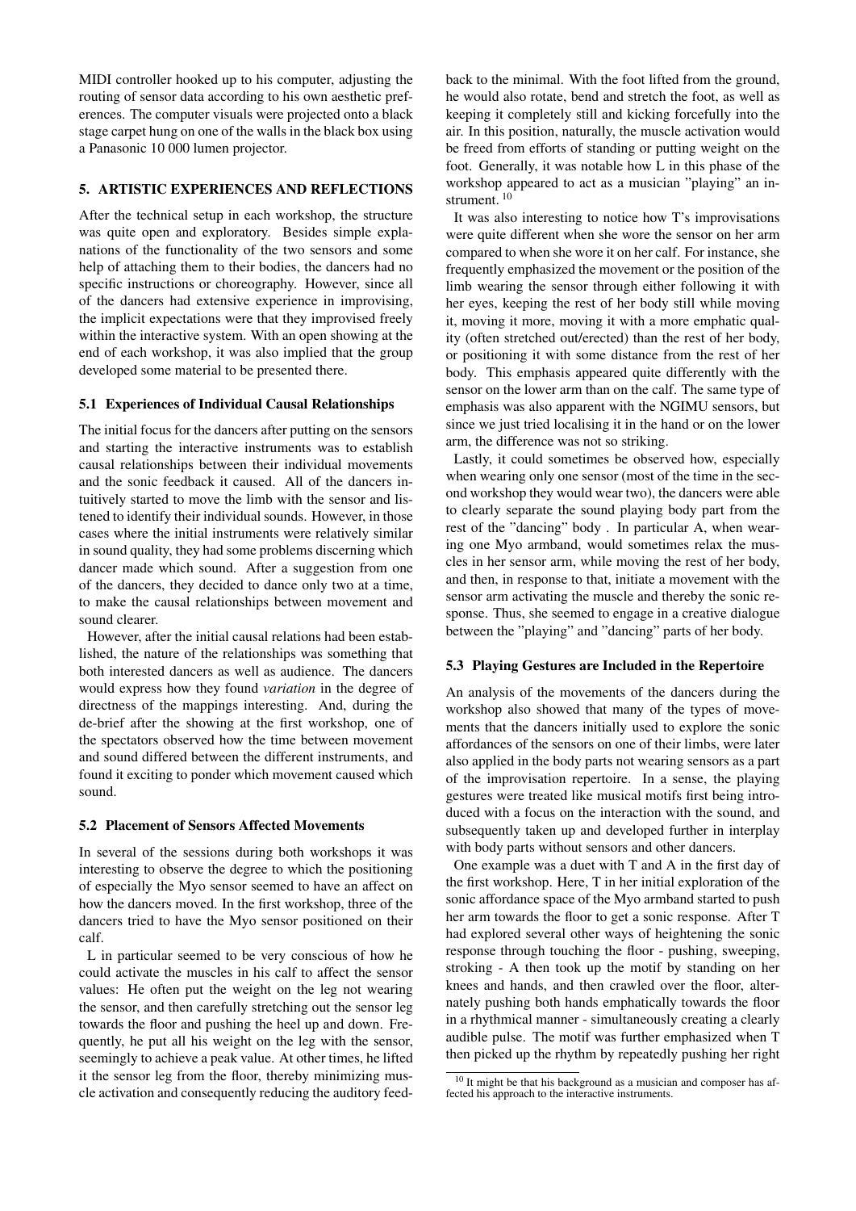MIDI controller hooked up to his computer, adjusting the routing of sensor data according to his own aesthetic preferences. The computer visuals were projected onto a black stage carpet hung on one of the walls in the black box using a Panasonic 10 000 lumen projector.

## 5. ARTISTIC EXPERIENCES AND REFLECTIONS

After the technical setup in each workshop, the structure was quite open and exploratory. Besides simple explanations of the functionality of the two sensors and some help of attaching them to their bodies, the dancers had no specific instructions or choreography. However, since all of the dancers had extensive experience in improvising, the implicit expectations were that they improvised freely within the interactive system. With an open showing at the end of each workshop, it was also implied that the group developed some material to be presented there.

### 5.1 Experiences of Individual Causal Relationships

The initial focus for the dancers after putting on the sensors and starting the interactive instruments was to establish causal relationships between their individual movements and the sonic feedback it caused. All of the dancers intuitively started to move the limb with the sensor and listened to identify their individual sounds. However, in those cases where the initial instruments were relatively similar in sound quality, they had some problems discerning which dancer made which sound. After a suggestion from one of the dancers, they decided to dance only two at a time, to make the causal relationships between movement and sound clearer.

However, after the initial causal relations had been established, the nature of the relationships was something that both interested dancers as well as audience. The dancers would express how they found *variation* in the degree of directness of the mappings interesting. And, during the de-brief after the showing at the first workshop, one of the spectators observed how the time between movement and sound differed between the different instruments, and found it exciting to ponder which movement caused which sound.

### 5.2 Placement of Sensors Affected Movements

In several of the sessions during both workshops it was interesting to observe the degree to which the positioning of especially the Myo sensor seemed to have an affect on how the dancers moved. In the first workshop, three of the dancers tried to have the Myo sensor positioned on their calf.

L in particular seemed to be very conscious of how he could activate the muscles in his calf to affect the sensor values: He often put the weight on the leg not wearing the sensor, and then carefully stretching out the sensor leg towards the floor and pushing the heel up and down. Frequently, he put all his weight on the leg with the sensor, seemingly to achieve a peak value. At other times, he lifted it the sensor leg from the floor, thereby minimizing muscle activation and consequently reducing the auditory feedback to the minimal. With the foot lifted from the ground, he would also rotate, bend and stretch the foot, as well as keeping it completely still and kicking forcefully into the air. In this position, naturally, the muscle activation would be freed from efforts of standing or putting weight on the foot. Generally, it was notable how L in this phase of the workshop appeared to act as a musician "playing" an instrument. [10]

It was also interesting to notice how T's improvisations were quite different when she wore the sensor on her arm compared to when she wore it on her calf. For instance, she frequently emphasized the movement or the position of the limb wearing the sensor through either following it with her eyes, keeping the rest of her body still while moving it, moving it more, moving it with a more emphatic quality (often stretched out/erected) than the rest of her body, or positioning it with some distance from the rest of her body. This emphasis appeared quite differently with the sensor on the lower arm than on the calf. The same type of emphasis was also apparent with the NGIMU sensors, but since we just tried localising it in the hand or on the lower arm, the difference was not so striking.

Lastly, it could sometimes be observed how, especially when wearing only one sensor (most of the time in the second workshop they would wear two), the dancers were able to clearly separate the sound playing body part from the rest of the "dancing" body . In particular A, when wearing one Myo armband, would sometimes relax the muscles in her sensor arm, while moving the rest of her body, and then, in response to that, initiate a movement with the sensor arm activating the muscle and thereby the sonic response. Thus, she seemed to engage in a creative dialogue between the "playing" and "dancing" parts of her body.

### 5.3 Playing Gestures are Included in the Repertoire

An analysis of the movements of the dancers during the workshop also showed that many of the types of movements that the dancers initially used to explore the sonic affordances of the sensors on one of their limbs, were later also applied in the body parts not wearing sensors as a part of the improvisation repertoire. In a sense, the playing gestures were treated like musical motifs first being introduced with a focus on the interaction with the sound, and subsequently taken up and developed further in interplay with body parts without sensors and other dancers.

One example was a duet with T and A in the first day of the first workshop. Here, T in her initial exploration of the sonic affordance space of the Myo armband started to push her arm towards the floor to get a sonic response. After T had explored several other ways of heightening the sonic response through touching the floor - pushing, sweeping, stroking - A then took up the motif by standing on her knees and hands, and then crawled over the floor, alternately pushing both hands emphatically towards the floor in a rhythmical manner - simultaneously creating a clearly audible pulse. The motif was further emphasized when T then picked up the rhythm by repeatedly pushing her right

[10] It might be that his background as a musician and composer has affected his approach to the interactive instruments.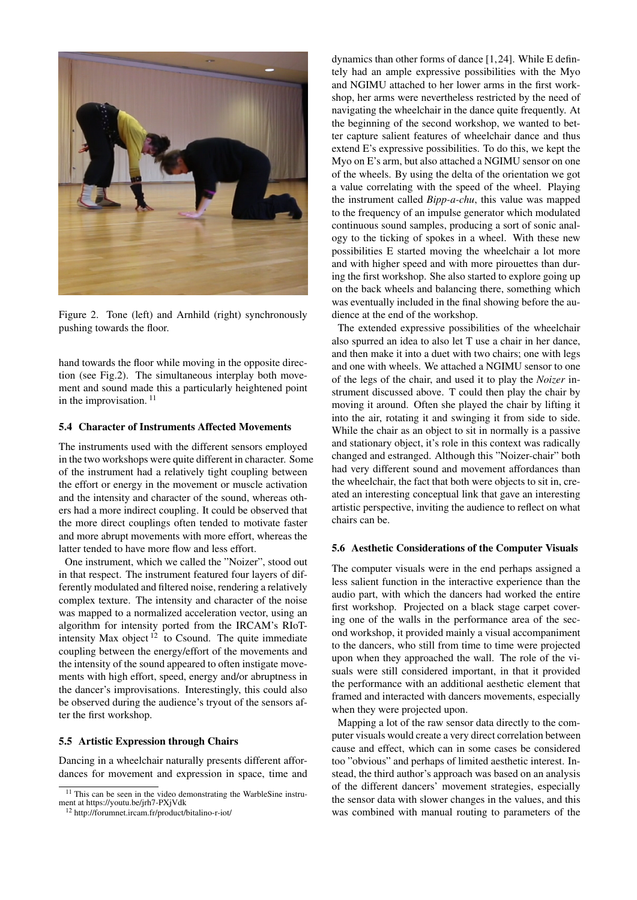Figure 2. Tone (left) and Arnhild (right) synchronously pushing towards the floor.

hand towards the floor while moving in the opposite direction (see Fig.2). The simultaneous interplay both movement and sound made this a particularly heightened point in the improvisation. [11]

### 5.4 Character of Instruments Affected Movements

The instruments used with the different sensors employed in the two workshops were quite different in character. Some of the instrument had a relatively tight coupling between the effort or energy in the movement or muscle activation and the intensity and character of the sound, whereas others had a more indirect coupling. It could be observed that the more direct couplings often tended to motivate faster and more abrupt movements with more effort, whereas the latter tended to have more flow and less effort.

One instrument, which we called the "Noizer", stood out in that respect. The instrument featured four layers of differently modulated and filtered noise, rendering a relatively complex texture. The intensity and character of the noise was mapped to a normalized acceleration vector, using an algorithm for intensity ported from the IRCAM's RIoT-intensity Max object [12] to Csound. The quite immediate coupling between the energy/effort of the movements and the intensity of the sound appeared to often instigate movements with high effort, speed, energy and/or abruptness in the dancer's improvisations. Interestingly, this could also be observed during the audience's tryout of the sensors after the first workshop.

### 5.5 Artistic Expression through Chairs

Dancing in a wheelchair naturally presents different affordances for movement and expression in space, time and dynamics than other forms of dance [1,24]. While E defintely had an ample expressive possibilities with the Myo and NGIMU attached to her lower arms in the first workshop, her arms were nevertheless restricted by the need of navigating the wheelchair in the dance quite frequently. At the beginning of the second workshop, we wanted to better capture salient features of wheelchair dance and thus extend E's expressive possibilities. To do this, we kept the Myo on E's arm, but also attached a NGIMU sensor on one of the wheels. By using the delta of the orientation we got a value correlating with the speed of the wheel. Playing the instrument called *Bipp-a-chu*, this value was mapped to the frequency of an impulse generator which modulated continuous sound samples, producing a sort of sonic analogy to the ticking of spokes in a wheel. With these new possibilities E started moving the wheelchair a lot more and with higher speed and with more pirouettes than during the first workshop. She also started to explore going up on the back wheels and balancing there, something which was eventually included in the final showing before the audience at the end of the workshop.

The extended expressive possibilities of the wheelchair also spurred an idea to also let T use a chair in her dance, and then make it into a duet with two chairs; one with legs and one with wheels. We attached a NGIMU sensor to one of the legs of the chair, and used it to play the *Noizer* instrument discussed above. T could then play the chair by moving it around. Often she played the chair by lifting it into the air, rotating it and swinging it from side to side. While the chair as an object to sit in normally is a passive and stationary object, it's role in this context was radically changed and estranged. Although this "Noizer-chair" both had very different sound and movement affordances than the wheelchair, the fact that both were objects to sit in, created an interesting conceptual link that gave an interesting artistic perspective, inviting the audience to reflect on what chairs can be.

### 5.6 Aesthetic Considerations of the Computer Visuals

The computer visuals were in the end perhaps assigned a less salient function in the interactive experience than the audio part, with which the dancers had worked the entire first workshop. Projected on a black stage carpet covering one of the walls in the performance area of the second workshop, it provided mainly a visual accompaniment to the dancers, who still from time to time were projected upon when they approached the wall. The role of the visuals were still considered important, in that it provided the performance with an additional aesthetic element that framed and interacted with dancers movements, especially when they were projected upon.

Mapping a lot of the raw sensor data directly to the computer visuals would create a very direct correlation between cause and effect, which can in some cases be considered too "obvious" and perhaps of limited aesthetic interest. Instead, the third author's approach was based on an analysis of the different dancers' movement strategies, especially the sensor data with slower changes in the values, and this was combined with manual routing to parameters of the

[11] This can be seen in the video demonstrating the WarbleSine instrument at https://youtu.be/jrh7-PXjVdk

[12] http://forumnet.ircam.fr/product/bitalino-r-iot/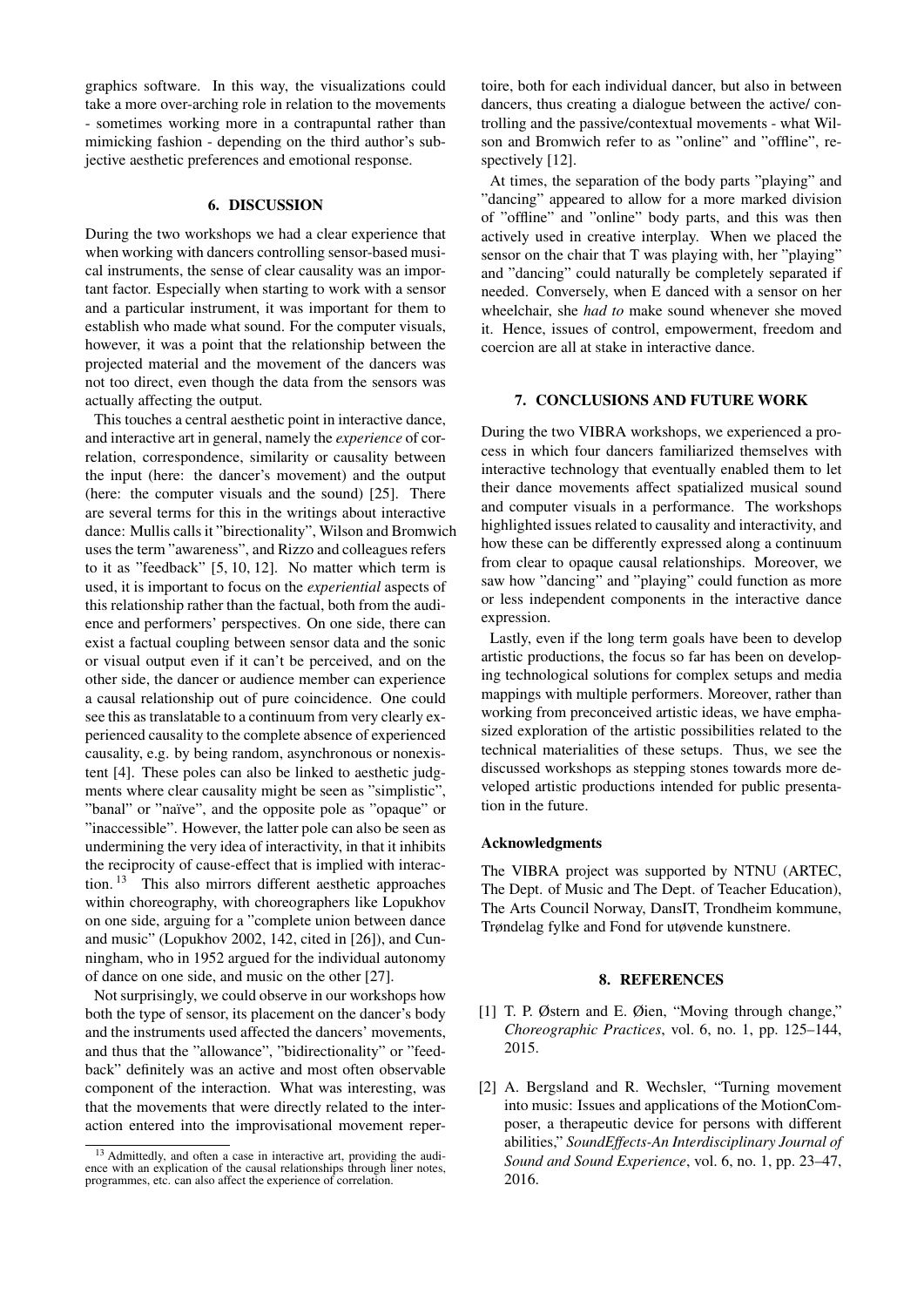graphics software. In this way, the visualizations could take a more over-arching role in relation to the movements - sometimes working more in a contrapuntal rather than mimicking fashion - depending on the third author's subjective aesthetic preferences and emotional response.

## 6. DISCUSSION

During the two workshops we had a clear experience that when working with dancers controlling sensor-based musical instruments, the sense of clear causality was an important factor. Especially when starting to work with a sensor and a particular instrument, it was important for them to establish who made what sound. For the computer visuals, however, it was a point that the relationship between the projected material and the movement of the dancers was not too direct, even though the data from the sensors was actually affecting the output.

This touches a central aesthetic point in interactive dance, and interactive art in general, namely the *experience* of correlation, correspondence, similarity or causality between the input (here: the dancer's movement) and the output (here: the computer visuals and the sound) [25]. There are several terms for this in the writings about interactive dance: Mullis calls it "birectionality", Wilson and Bromwich uses the term "awareness", and Rizzo and colleagues refers to it as "feedback" [5, 10, 12]. No matter which term is used, it is important to focus on the *experiential* aspects of this relationship rather than the factual, both from the audience and performers' perspectives. On one side, there can exist a factual coupling between sensor data and the sonic or visual output even if it can't be perceived, and on the other side, the dancer or audience member can experience a causal relationship out of pure coincidence. One could see this as translatable to a continuum from very clearly experienced causality to the complete absence of experienced causality, e.g. by being random, asynchronous or nonexistent [4]. These poles can also be linked to aesthetic judgments where clear causality might be seen as "simplistic", "banal" or "naïve", and the opposite pole as "opaque" or "inaccessible". However, the latter pole can also be seen as undermining the very idea of interactivity, in that it inhibits the reciprocity of cause-effect that is implied with interaction. [13] This also mirrors different aesthetic approaches within choreography, with choreographers like Lopukhov on one side, arguing for a "complete union between dance and music" (Lopukhov 2002, 142, cited in [26]), and Cunningham, who in 1952 argued for the individual autonomy of dance on one side, and music on the other [27].

Not surprisingly, we could observe in our workshops how both the type of sensor, its placement on the dancer's body and the instruments used affected the dancers' movements, and thus that the "allowance", "bidirectionality" or "feedback" definitely was an active and most often observable component of the interaction. What was interesting, was that the movements that were directly related to the interaction entered into the improvisational movement repertoire, both for each individual dancer, but also in between dancers, thus creating a dialogue between the active/ controlling and the passive/contextual movements - what Wilson and Bromwich refer to as "online" and "offline", respectively [12].

At times, the separation of the body parts "playing" and "dancing" appeared to allow for a more marked division of "offline" and "online" body parts, and this was then actively used in creative interplay. When we placed the sensor on the chair that T was playing with, her "playing" and "dancing" could naturally be completely separated if needed. Conversely, when E danced with a sensor on her wheelchair, she *had to* make sound whenever she moved it. Hence, issues of control, empowerment, freedom and coercion are all at stake in interactive dance.

[13] Admittedly, and often a case in interactive art, providing the audience with an explication of the causal relationships through liner notes, programmes, etc. can also affect the experience of correlation.

## 7. CONCLUSIONS AND FUTURE WORK

During the two VIBRA workshops, we experienced a process in which four dancers familiarized themselves with interactive technology that eventually enabled them to let their dance movements affect spatialized musical sound and computer visuals in a performance. The workshops highlighted issues related to causality and interactivity, and how these can be differently expressed along a continuum from clear to opaque causal relationships. Moreover, we saw how "dancing" and "playing" could function as more or less independent components in the interactive dance expression.

Lastly, even if the long term goals have been to develop artistic productions, the focus so far has been on developing technological solutions for complex setups and media mappings with multiple performers. Moreover, rather than working from preconceived artistic ideas, we have emphasized exploration of the artistic possibilities related to the technical materialities of these setups. Thus, we see the discussed workshops as stepping stones towards more developed artistic productions intended for public presentation in the future.

### Acknowledgments

The VIBRA project was supported by NTNU (ARTEC, The Dept. of Music and The Dept. of Teacher Education), The Arts Council Norway, DansIT, Trondheim kommune, Trøndelag fylke and Fond for utøvende kunstnere.

## 8. REFERENCES

[1] T. P. Østern and E. Øien, "Moving through change," *Choreographic Practices*, vol. 6, no. 1, pp. 125–144, 2015.

[2] A. Bergsland and R. Wechsler, "Turning movement into music: Issues and applications of the MotionComposer, a therapeutic device for persons with different abilities," *SoundEffects-An Interdisciplinary Journal of Sound and Sound Experience*, vol. 6, no. 1, pp. 23–47, 2016.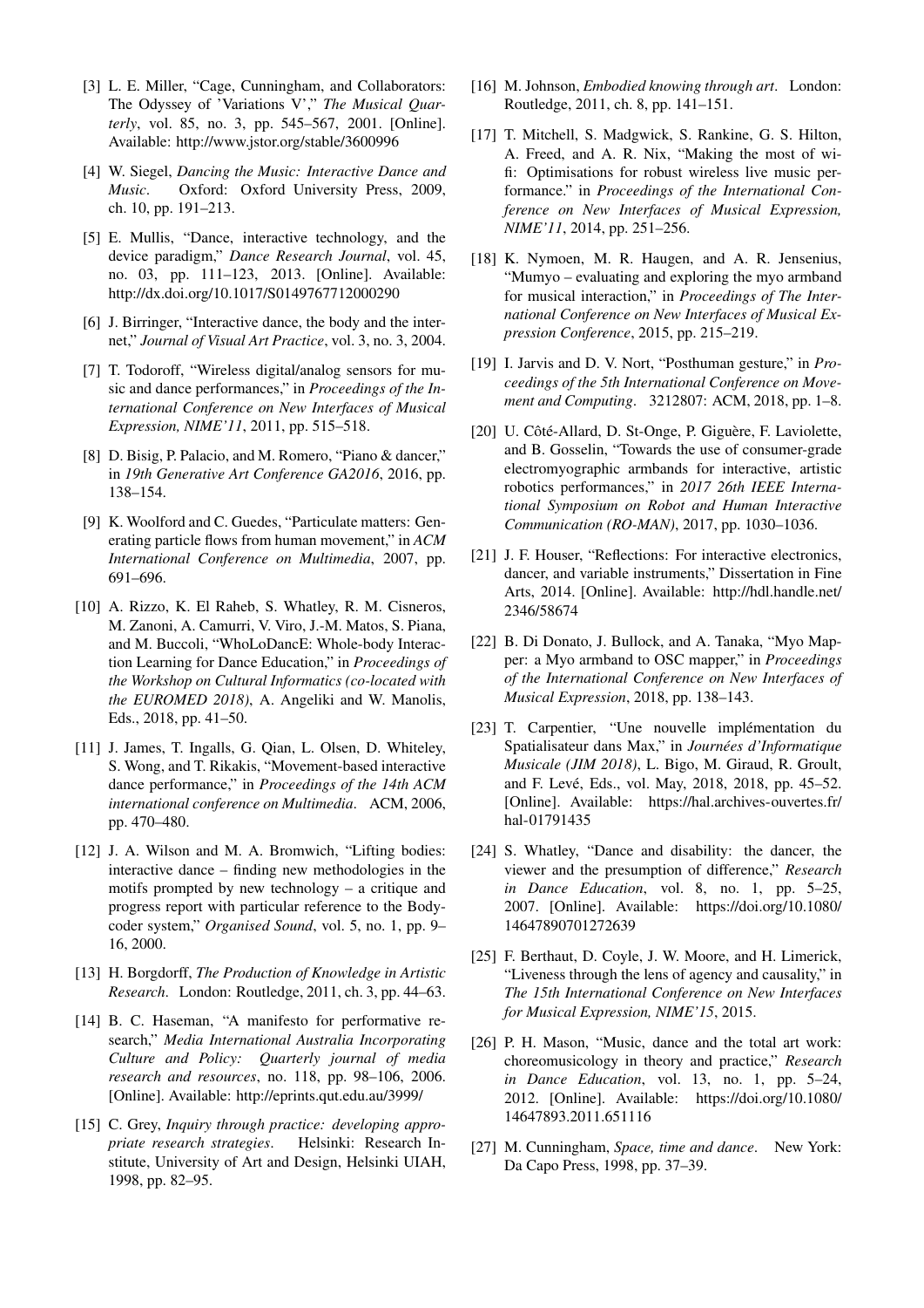[3] L. E. Miller, "Cage, Cunningham, and Collaborators: The Odyssey of 'Variations V'," *The Musical Quarterly*, vol. 85, no. 3, pp. 545–567, 2001. [Online]. Available: http://www.jstor.org/stable/3600996

[4] W. Siegel, *Dancing the Music: Interactive Dance and Music*. Oxford: Oxford University Press, 2009, ch. 10, pp. 191–213.

[5] E. Mullis, "Dance, interactive technology, and the device paradigm," *Dance Research Journal*, vol. 45, no. 03, pp. 111–123, 2013. [Online]. Available: http://dx.doi.org/10.1017/S0149767712000290

[6] J. Birringer, "Interactive dance, the body and the internet," *Journal of Visual Art Practice*, vol. 3, no. 3, 2004.

[7] T. Todoroff, "Wireless digital/analog sensors for music and dance performances," in *Proceedings of the International Conference on New Interfaces of Musical Expression, NIME'11*, 2011, pp. 515–518.

[8] D. Bisig, P. Palacio, and M. Romero, "Piano & dancer," in *19th Generative Art Conference GA2016*, 2016, pp. 138–154.

[9] K. Woolford and C. Guedes, "Particulate matters: Generating particle flows from human movement," in *ACM International Conference on Multimedia*, 2007, pp. 691–696.

[10] A. Rizzo, K. El Raheb, S. Whatley, R. M. Cisneros, M. Zanoni, A. Camurri, V. Viro, J.-M. Matos, S. Piana, and M. Buccoli, "WhoLoDancE: Whole-body Interaction Learning for Dance Education," in *Proceedings of the Workshop on Cultural Informatics (co-located with the EUROMED 2018)*, A. Angeliki and W. Manolis, Eds., 2018, pp. 41–50.

[11] J. James, T. Ingalls, G. Qian, L. Olsen, D. Whiteley, S. Wong, and T. Rikakis, "Movement-based interactive dance performance," in *Proceedings of the 14th ACM international conference on Multimedia*. ACM, 2006, pp. 470–480.

[12] J. A. Wilson and M. A. Bromwich, "Lifting bodies: interactive dance – finding new methodologies in the motifs prompted by new technology – a critique and progress report with particular reference to the Bodycoder system," *Organised Sound*, vol. 5, no. 1, pp. 9–16, 2000.

[13] H. Borgdorff, *The Production of Knowledge in Artistic Research*. London: Routledge, 2011, ch. 3, pp. 44–63.

[14] B. C. Haseman, "A manifesto for performative research," *Media International Australia Incorporating Culture and Policy: Quarterly journal of media research and resources*, no. 118, pp. 98–106, 2006. [Online]. Available: http://eprints.qut.edu.au/3999/

[15] C. Grey, *Inquiry through practice: developing appropriate research strategies*. Helsinki: Research Institute, University of Art and Design, Helsinki UIAH, 1998, pp. 82–95.

[16] M. Johnson, *Embodied knowing through art*. London: Routledge, 2011, ch. 8, pp. 141–151.

[17] T. Mitchell, S. Madgwick, S. Rankine, G. S. Hilton, A. Freed, and A. R. Nix, "Making the most of wi-fi: Optimisations for robust wireless live music performance." in *Proceedings of the International Conference on New Interfaces of Musical Expression, NIME'11*, 2014, pp. 251–256.

[18] K. Nymoen, M. R. Haugen, and A. R. Jensenius, "Mumyo – evaluating and exploring the myo armband for musical interaction," in *Proceedings of The International Conference on New Interfaces of Musical Expression Conference*, 2015, pp. 215–219.

[19] I. Jarvis and D. V. Nort, "Posthuman gesture," in *Proceedings of the 5th International Conference on Movement and Computing*. 3212807: ACM, 2018, pp. 1–8.

[20] U. Côté-Allard, D. St-Onge, P. Giguère, F. Laviolette, and B. Gosselin, "Towards the use of consumer-grade electromyographic armbands for interactive, artistic robotics performances," in *2017 26th IEEE International Symposium on Robot and Human Interactive Communication (RO-MAN)*, 2017, pp. 1030–1036.

[21] J. F. Houser, "Reflections: For interactive electronics, dancer, and variable instruments," Dissertation in Fine Arts, 2014. [Online]. Available: http://hdl.handle.net/2346/58674

[22] B. Di Donato, J. Bullock, and A. Tanaka, "Myo Mapper: a Myo armband to OSC mapper," in *Proceedings of the International Conference on New Interfaces of Musical Expression*, 2018, pp. 138–143.

[23] T. Carpentier, "Une nouvelle implémentation du Spatialisateur dans Max," in *Journées d'Informatique Musicale (JIM 2018)*, L. Bigo, M. Giraud, R. Groult, and F. Levé, Eds., vol. May, 2018, 2018, pp. 45–52. [Online]. Available: https://hal.archives-ouvertes.fr/hal-01791435

[24] S. Whatley, "Dance and disability: the dancer, the viewer and the presumption of difference," *Research in Dance Education*, vol. 8, no. 1, pp. 5–25, 2007. [Online]. Available: https://doi.org/10.1080/14647890701272639

[25] F. Berthaut, D. Coyle, J. W. Moore, and H. Limerick, "Liveness through the lens of agency and causality," in *The 15th International Conference on New Interfaces for Musical Expression, NIME'15*, 2015.

[26] P. H. Mason, "Music, dance and the total art work: choreomusicology in theory and practice," *Research in Dance Education*, vol. 13, no. 1, pp. 5–24, 2012. [Online]. Available: https://doi.org/10.1080/14647893.2011.651116

[27] M. Cunningham, *Space, time and dance*. New York: Da Capo Press, 1998, pp. 37–39.